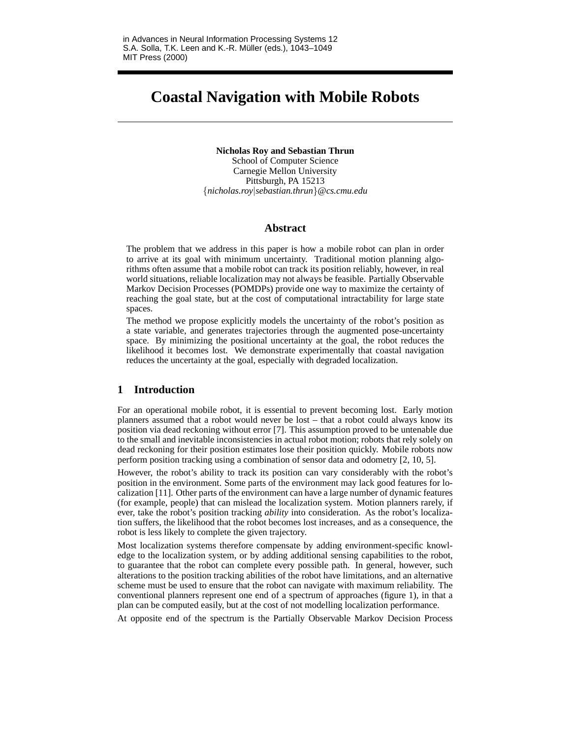in Advances in Neural Information Processing Systems 12
S.A. Solla, T.K. Leen and K.-R. Müller (eds.), 1043–1049
MIT Press (2000)

# Coastal Navigation with Mobile Robots

**Nicholas Roy and Sebastian Thrun**
School of Computer Science
Carnegie Mellon University
Pittsburgh, PA 15213
{*nicholas.roy*|*sebastian.thrun*}*@cs.cmu.edu*

## Abstract

The problem that we address in this paper is how a mobile robot can plan in order to arrive at its goal with minimum uncertainty. Traditional motion planning algorithms often assume that a mobile robot can track its position reliably, however, in real world situations, reliable localization may not always be feasible. Partially Observable Markov Decision Processes (POMDPs) provide one way to maximize the certainty of reaching the goal state, but at the cost of computational intractability for large state spaces.

The method we propose explicitly models the uncertainty of the robot's position as a state variable, and generates trajectories through the augmented pose-uncertainty space. By minimizing the positional uncertainty at the goal, the robot reduces the likelihood it becomes lost. We demonstrate experimentally that coastal navigation reduces the uncertainty at the goal, especially with degraded localization.

## 1 Introduction

For an operational mobile robot, it is essential to prevent becoming lost. Early motion planners assumed that a robot would never be lost – that a robot could always know its position via dead reckoning without error [7]. This assumption proved to be untenable due to the small and inevitable inconsistencies in actual robot motion; robots that rely solely on dead reckoning for their position estimates lose their position quickly. Mobile robots now perform position tracking using a combination of sensor data and odometry [2, 10, 5].

However, the robot's ability to track its position can vary considerably with the robot's position in the environment. Some parts of the environment may lack good features for localization [11]. Other parts of the environment can have a large number of dynamic features (for example, people) that can mislead the localization system. Motion planners rarely, if ever, take the robot's position tracking *ability* into consideration. As the robot's localization suffers, the likelihood that the robot becomes lost increases, and as a consequence, the robot is less likely to complete the given trajectory.

Most localization systems therefore compensate by adding environment-specific knowledge to the localization system, or by adding additional sensing capabilities to the robot, to guarantee that the robot can complete every possible path. In general, however, such alterations to the position tracking abilities of the robot have limitations, and an alternative scheme must be used to ensure that the robot can navigate with maximum reliability. The conventional planners represent one end of a spectrum of approaches (figure 1), in that a plan can be computed easily, but at the cost of not modelling localization performance.

At opposite end of the spectrum is the Partially Observable Markov Decision Process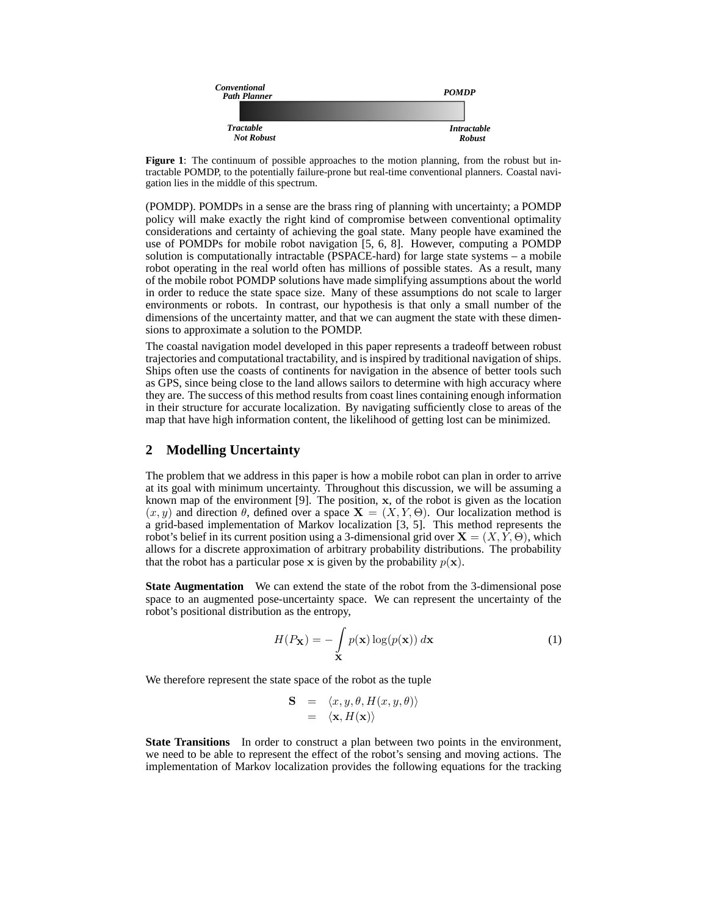Conventional Path Planner — POMDP

Tractable, Not Robust — Intractable, Robust

**Figure 1**: The continuum of possible approaches to the motion planning, from the robust but intractable POMDP, to the potentially failure-prone but real-time conventional planners. Coastal navigation lies in the middle of this spectrum.

(POMDP). POMDPs in a sense are the brass ring of planning with uncertainty; a POMDP policy will make exactly the right kind of compromise between conventional optimality considerations and certainty of achieving the goal state. Many people have examined the use of POMDPs for mobile robot navigation [5, 6, 8]. However, computing a POMDP solution is computationally intractable (PSPACE-hard) for large state systems – a mobile robot operating in the real world often has millions of possible states. As a result, many of the mobile robot POMDP solutions have made simplifying assumptions about the world in order to reduce the state space size. Many of these assumptions do not scale to larger environments or robots. In contrast, our hypothesis is that only a small number of the dimensions of the uncertainty matter, and that we can augment the state with these dimensions to approximate a solution to the POMDP.

The coastal navigation model developed in this paper represents a tradeoff between robust trajectories and computational tractability, and is inspired by traditional navigation of ships. Ships often use the coasts of continents for navigation in the absence of better tools such as GPS, since being close to the land allows sailors to determine with high accuracy where they are. The success of this method results from coast lines containing enough information in their structure for accurate localization. By navigating sufficiently close to areas of the map that have high information content, the likelihood of getting lost can be minimized.

## 2 Modelling Uncertainty

The problem that we address in this paper is how a mobile robot can plan in order to arrive at its goal with minimum uncertainty. Throughout this discussion, we will be assuming a known map of the environment [9]. The position, $\mathbf{x}$, of the robot is given as the location $(x, y)$ and direction $\theta$, defined over a space $\mathbf{X} = (X, Y, \Theta)$. Our localization method is a grid-based implementation of Markov localization [3, 5]. This method represents the robot's belief in its current position using a 3-dimensional grid over $\mathbf{X} = (X, Y, \Theta)$, which allows for a discrete approximation of arbitrary probability distributions. The probability that the robot has a particular pose $\mathbf{x}$ is given by the probability $p(\mathbf{x})$.

**State Augmentation** We can extend the state of the robot from the 3-dimensional pose space to an augmented pose-uncertainty space. We can represent the uncertainty of the robot's positional distribution as the entropy,

$$H(P_{\mathbf{X}}) = -\int_{\mathbf{X}} p(\mathbf{x}) \log(p(\mathbf{x}))\, d\mathbf{x} \tag{1}$$

We therefore represent the state space of the robot as the tuple

$$\begin{aligned} \mathbf{S} &= \langle x, y, \theta, H(x, y, \theta) \rangle \\ &= \langle \mathbf{x}, H(\mathbf{x}) \rangle \end{aligned}$$

**State Transitions** In order to construct a plan between two points in the environment, we need to be able to represent the effect of the robot's sensing and moving actions. The implementation of Markov localization provides the following equations for the tracking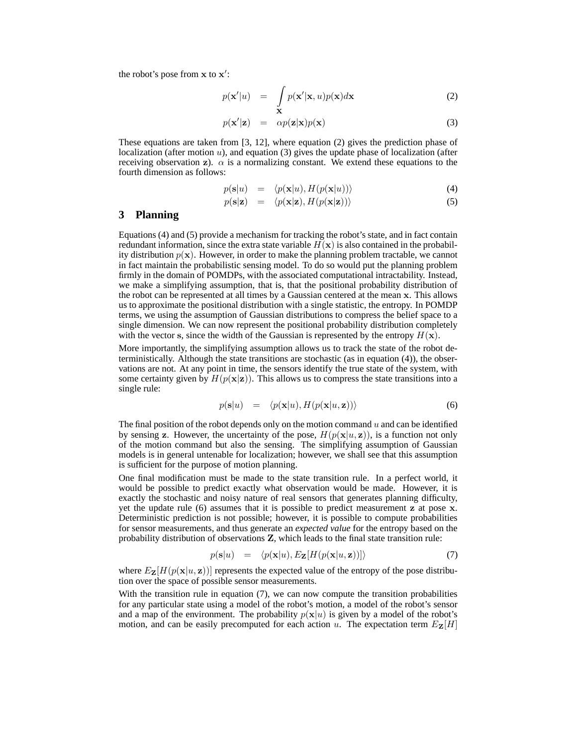the robot's pose from $\mathbf{x}$ to $\mathbf{x}'$:

$$p(\mathbf{x}'|u) = \int_{\mathbf{X}} p(\mathbf{x}'|\mathbf{x}, u)p(\mathbf{x})d\mathbf{x} \tag{2}$$

$$p(\mathbf{x}'|\mathbf{z}) = \alpha p(\mathbf{z}|\mathbf{x})p(\mathbf{x}) \tag{3}$$

These equations are taken from [3, 12], where equation (2) gives the prediction phase of localization (after motion $u$), and equation (3) gives the update phase of localization (after receiving observation $\mathbf{z}$). $\alpha$ is a normalizing constant. We extend these equations to the fourth dimension as follows:

$$p(\mathbf{s}|u) = \langle p(\mathbf{x}|u), H(p(\mathbf{x}|u))\rangle \tag{4}$$

$$p(\mathbf{s}|\mathbf{z}) = \langle p(\mathbf{x}|\mathbf{z}), H(p(\mathbf{x}|\mathbf{z}))\rangle \tag{5}$$

## 3 Planning

Equations (4) and (5) provide a mechanism for tracking the robot's state, and in fact contain redundant information, since the extra state variable $H(\mathbf{x})$ is also contained in the probability distribution $p(\mathbf{x})$. However, in order to make the planning problem tractable, we cannot in fact maintain the probabilistic sensing model. To do so would put the planning problem firmly in the domain of POMDPs, with the associated computational intractability. Instead, we make a simplifying assumption, that is, that the positional probability distribution of the robot can be represented at all times by a Gaussian centered at the mean $\mathbf{x}$. This allows us to approximate the positional distribution with a single statistic, the entropy. In POMDP terms, we using the assumption of Gaussian distributions to compress the belief space to a single dimension. We can now represent the positional probability distribution completely with the vector $\mathbf{s}$, since the width of the Gaussian is represented by the entropy $H(\mathbf{x})$.

More importantly, the simplifying assumption allows us to track the state of the robot deterministically. Although the state transitions are stochastic (as in equation (4)), the observations are not. At any point in time, the sensors identify the true state of the system, with some certainty given by $H(p(\mathbf{x}|\mathbf{z}))$. This allows us to compress the state transitions into a single rule:

$$p(\mathbf{s}|u) = \langle p(\mathbf{x}|u), H(p(\mathbf{x}|u, \mathbf{z}))\rangle \tag{6}$$

The final position of the robot depends only on the motion command $u$ and can be identified by sensing $\mathbf{z}$. However, the uncertainty of the pose, $H(p(\mathbf{x}|u, \mathbf{z}))$, is a function not only of the motion command but also the sensing. The simplifying assumption of Gaussian models is in general untenable for localization; however, we shall see that this assumption is sufficient for the purpose of motion planning.

One final modification must be made to the state transition rule. In a perfect world, it would be possible to predict exactly what observation would be made. However, it is exactly the stochastic and noisy nature of real sensors that generates planning difficulty, yet the update rule (6) assumes that it is possible to predict measurement $\mathbf{z}$ at pose $\mathbf{x}$. Deterministic prediction is not possible; however, it is possible to compute probabilities for sensor measurements, and thus generate an *expected value* for the entropy based on the probability distribution of observations $\mathbf{Z}$, which leads to the final state transition rule:

$$p(\mathbf{s}|u) = \langle p(\mathbf{x}|u), E_{\mathbf{Z}}[H(p(\mathbf{x}|u, \mathbf{z}))]\rangle \tag{7}$$

where $E_{\mathbf{Z}}[H(p(\mathbf{x}|u, \mathbf{z}))]$ represents the expected value of the entropy of the pose distribution over the space of possible sensor measurements.

With the transition rule in equation (7), we can now compute the transition probabilities for any particular state using a model of the robot's motion, a model of the robot's sensor and a map of the environment. The probability $p(\mathbf{x}|u)$ is given by a model of the robot's motion, and can be easily precomputed for each action $u$. The expectation term $E_{\mathbf{Z}}[H]$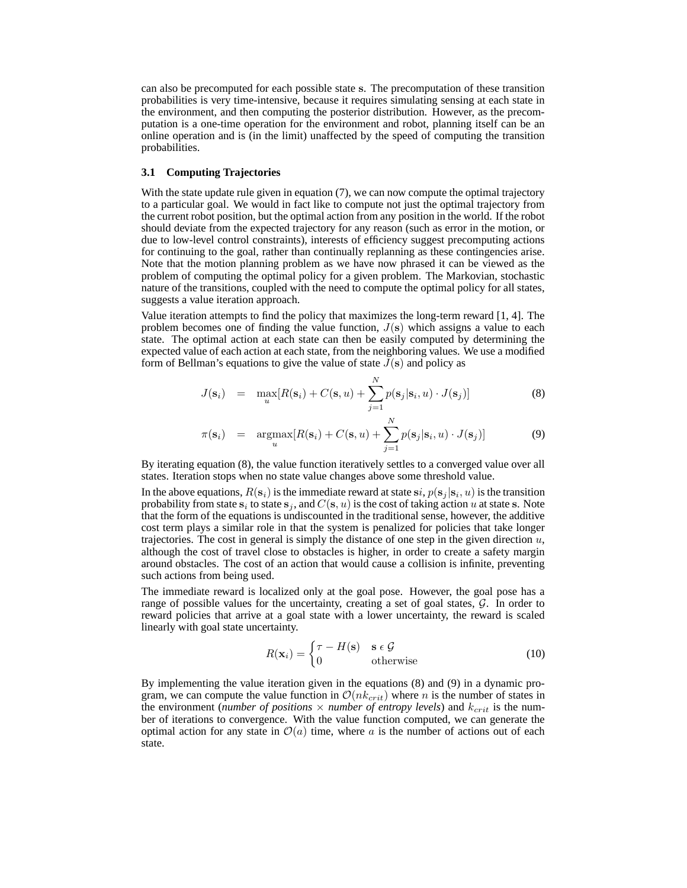can also be precomputed for each possible state $\mathbf{s}$. The precomputation of these transition probabilities is very time-intensive, because it requires simulating sensing at each state in the environment, and then computing the posterior distribution. However, as the precomputation is a one-time operation for the environment and robot, planning itself can be an online operation and is (in the limit) unaffected by the speed of computing the transition probabilities.

### 3.1 Computing Trajectories

With the state update rule given in equation (7), we can now compute the optimal trajectory to a particular goal. We would in fact like to compute not just the optimal trajectory from the current robot position, but the optimal action from any position in the world. If the robot should deviate from the expected trajectory for any reason (such as error in the motion, or due to low-level control constraints), interests of efficiency suggest precomputing actions for continuing to the goal, rather than continually replanning as these contingencies arise. Note that the motion planning problem as we have now phrased it can be viewed as the problem of computing the optimal policy for a given problem. The Markovian, stochastic nature of the transitions, coupled with the need to compute the optimal policy for all states, suggests a value iteration approach.

Value iteration attempts to find the policy that maximizes the long-term reward [1, 4]. The problem becomes one of finding the value function, $J(\mathbf{s})$ which assigns a value to each state. The optimal action at each state can then be easily computed by determining the expected value of each action at each state, from the neighboring values. We use a modified form of Bellman's equations to give the value of state $J(\mathbf{s})$ and policy as

$$J(\mathbf{s}_i) = \max_u [R(\mathbf{s}_i) + C(\mathbf{s}, u) + \sum_{j=1}^{N} p(\mathbf{s}_j|\mathbf{s}_i, u) \cdot J(\mathbf{s}_j)] \tag{8}$$

$$\pi(\mathbf{s}_i) = \operatorname*{argmax}_u [R(\mathbf{s}_i) + C(\mathbf{s}, u) + \sum_{j=1}^{N} p(\mathbf{s}_j|\mathbf{s}_i, u) \cdot J(\mathbf{s}_j)] \tag{9}$$

By iterating equation (8), the value function iteratively settles to a converged value over all states. Iteration stops when no state value changes above some threshold value.

In the above equations, $R(\mathbf{s}_i)$ is the immediate reward at state $\mathbf{s}i$, $p(\mathbf{s}_j|\mathbf{s}_i, u)$ is the transition probability from state $\mathbf{s}_i$ to state $\mathbf{s}_j$, and $C(\mathbf{s}, u)$ is the cost of taking action $u$ at state $\mathbf{s}$. Note that the form of the equations is undiscounted in the traditional sense, however, the additive cost term plays a similar role in that the system is penalized for policies that take longer trajectories. The cost in general is simply the distance of one step in the given direction $u$, although the cost of travel close to obstacles is higher, in order to create a safety margin around obstacles. The cost of an action that would cause a collision is infinite, preventing such actions from being used.

The immediate reward is localized only at the goal pose. However, the goal pose has a range of possible values for the uncertainty, creating a set of goal states, $\mathcal{G}$. In order to reward policies that arrive at a goal state with a lower uncertainty, the reward is scaled linearly with goal state uncertainty.

$$R(\mathbf{x}_i) = \begin{cases} \tau - H(\mathbf{s}) & \mathbf{s} \in \mathcal{G} \\ 0 & \text{otherwise} \end{cases} \tag{10}$$

By implementing the value iteration given in the equations (8) and (9) in a dynamic program, we can compute the value function in $\mathcal{O}(nk_{crit})$ where $n$ is the number of states in the environment (*number of positions* $\times$ *number of entropy levels*) and $k_{crit}$ is the number of iterations to convergence. With the value function computed, we can generate the optimal action for any state in $\mathcal{O}(a)$ time, where $a$ is the number of actions out of each state.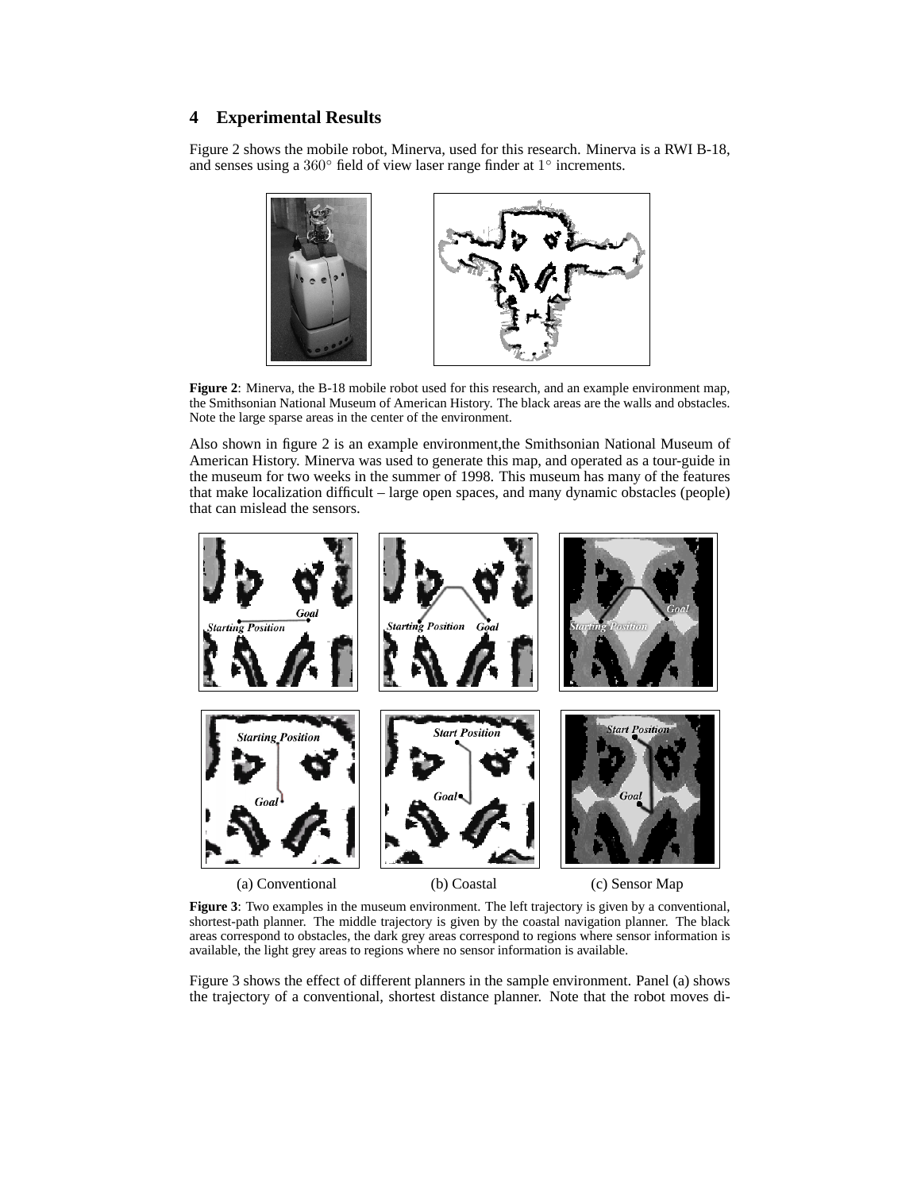## 4 Experimental Results

Figure 2 shows the mobile robot, Minerva, used for this research. Minerva is a RWI B-18, and senses using a $360°$ field of view laser range finder at $1°$ increments.

**Figure 2**: Minerva, the B-18 mobile robot used for this research, and an example environment map, the Smithsonian National Museum of American History. The black areas are the walls and obstacles. Note the large sparse areas in the center of the environment.

Also shown in figure 2 is an example environment,the Smithsonian National Museum of American History. Minerva was used to generate this map, and operated as a tour-guide in the museum for two weeks in the summer of 1998. This museum has many of the features that make localization difficult – large open spaces, and many dynamic obstacles (people) that can mislead the sensors.

(a) Conventional (b) Coastal (c) Sensor Map

**Figure 3**: Two examples in the museum environment. The left trajectory is given by a conventional, shortest-path planner. The middle trajectory is given by the coastal navigation planner. The black areas correspond to obstacles, the dark grey areas correspond to regions where sensor information is available, the light grey areas to regions where no sensor information is available.

Figure 3 shows the effect of different planners in the sample environment. Panel (a) shows the trajectory of a conventional, shortest distance planner. Note that the robot moves di-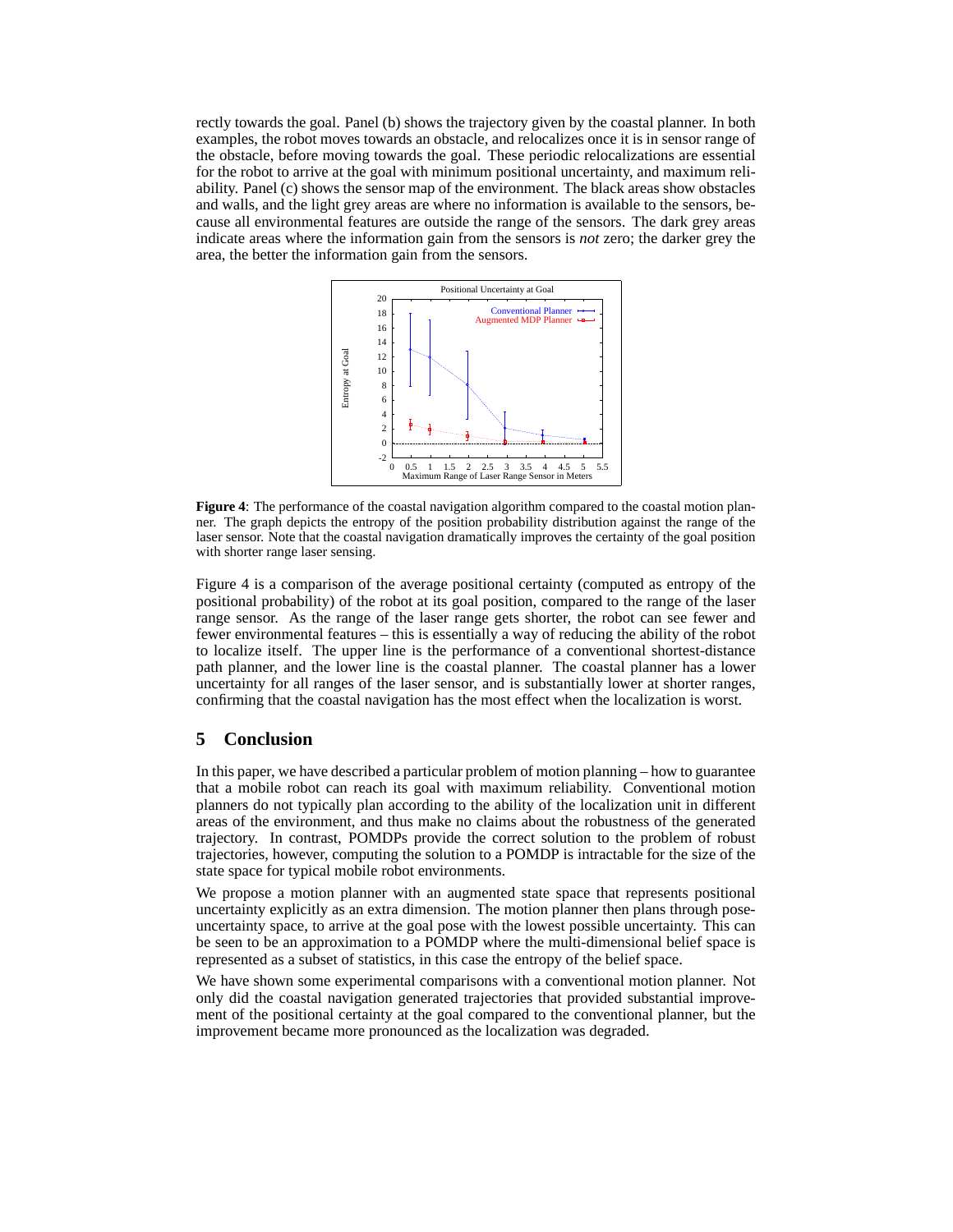rectly towards the goal. Panel (b) shows the trajectory given by the coastal planner. In both examples, the robot moves towards an obstacle, and relocalizes once it is in sensor range of the obstacle, before moving towards the goal. These periodic relocalizations are essential for the robot to arrive at the goal with minimum positional uncertainty, and maximum reliability. Panel (c) shows the sensor map of the environment. The black areas show obstacles and walls, and the light grey areas are where no information is available to the sensors, because all environmental features are outside the range of the sensors. The dark grey areas indicate areas where the information gain from the sensors is *not* zero; the darker grey the area, the better the information gain from the sensors.

**Figure 4**: The performance of the coastal navigation algorithm compared to the coastal motion planner. The graph depicts the entropy of the position probability distribution against the range of the laser sensor. Note that the coastal navigation dramatically improves the certainty of the goal position with shorter range laser sensing.

Figure 4 is a comparison of the average positional certainty (computed as entropy of the positional probability) of the robot at its goal position, compared to the range of the laser range sensor. As the range of the laser range gets shorter, the robot can see fewer and fewer environmental features – this is essentially a way of reducing the ability of the robot to localize itself. The upper line is the performance of a conventional shortest-distance path planner, and the lower line is the coastal planner. The coastal planner has a lower uncertainty for all ranges of the laser sensor, and is substantially lower at shorter ranges, confirming that the coastal navigation has the most effect when the localization is worst.

## 5 Conclusion

In this paper, we have described a particular problem of motion planning – how to guarantee that a mobile robot can reach its goal with maximum reliability. Conventional motion planners do not typically plan according to the ability of the localization unit in different areas of the environment, and thus make no claims about the robustness of the generated trajectory. In contrast, POMDPs provide the correct solution to the problem of robust trajectories, however, computing the solution to a POMDP is intractable for the size of the state space for typical mobile robot environments.

We propose a motion planner with an augmented state space that represents positional uncertainty explicitly as an extra dimension. The motion planner then plans through pose-uncertainty space, to arrive at the goal pose with the lowest possible uncertainty. This can be seen to be an approximation to a POMDP where the multi-dimensional belief space is represented as a subset of statistics, in this case the entropy of the belief space.

We have shown some experimental comparisons with a conventional motion planner. Not only did the coastal navigation generated trajectories that provided substantial improvement of the positional certainty at the goal compared to the conventional planner, but the improvement became more pronounced as the localization was degraded.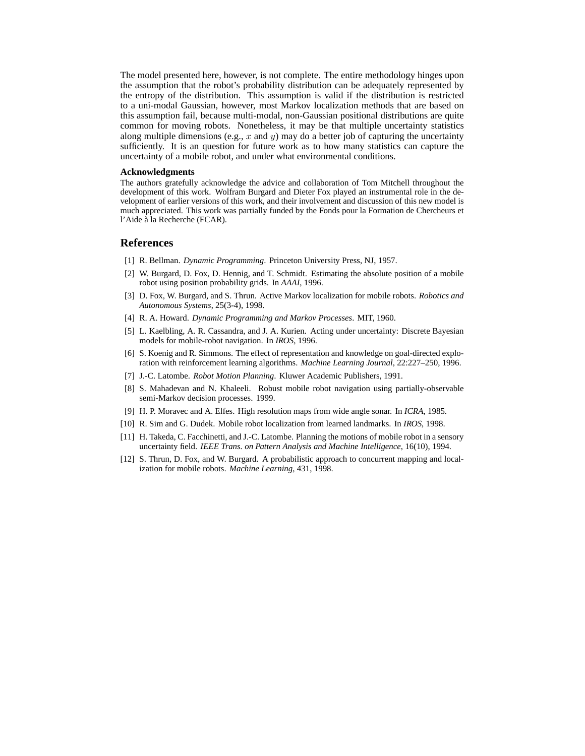The model presented here, however, is not complete. The entire methodology hinges upon the assumption that the robot's probability distribution can be adequately represented by the entropy of the distribution. This assumption is valid if the distribution is restricted to a uni-modal Gaussian, however, most Markov localization methods that are based on this assumption fail, because multi-modal, non-Gaussian positional distributions are quite common for moving robots. Nonetheless, it may be that multiple uncertainty statistics along multiple dimensions (e.g., $x$ and $y$) may do a better job of capturing the uncertainty sufficiently. It is a question for future work as to how many statistics can capture the uncertainty of a mobile robot, and under what environmental conditions.

### Acknowledgments

The authors gratefully acknowledge the advice and collaboration of Tom Mitchell throughout the development of this work. Wolfram Burgard and Dieter Fox played an instrumental role in the development of earlier versions of this work, and their involvement and discussion of this new model is much appreciated. This work was partially funded by the Fonds pour la Formation de Chercheurs et l'Aide à la Recherche (FCAR).

## References

[1] R. Bellman. *Dynamic Programming*. Princeton University Press, NJ, 1957.

[2] W. Burgard, D. Fox, D. Hennig, and T. Schmidt. Estimating the absolute position of a mobile robot using position probability grids. In *AAAI*, 1996.

[3] D. Fox, W. Burgard, and S. Thrun. Active Markov localization for mobile robots. *Robotics and Autonomous Systems*, 25(3-4), 1998.

[4] R. A. Howard. *Dynamic Programming and Markov Processes*. MIT, 1960.

[5] L. Kaelbling, A. R. Cassandra, and J. A. Kurien. Acting under uncertainty: Discrete Bayesian models for mobile-robot navigation. In *IROS*, 1996.

[6] S. Koenig and R. Simmons. The effect of representation and knowledge on goal-directed exploration with reinforcement learning algorithms. *Machine Learning Journal*, 22:227–250, 1996.

[7] J.-C. Latombe. *Robot Motion Planning*. Kluwer Academic Publishers, 1991.

[8] S. Mahadevan and N. Khaleeli. Robust mobile robot navigation using partially-observable semi-Markov decision processes. 1999.

[9] H. P. Moravec and A. Elfes. High resolution maps from wide angle sonar. In *ICRA*, 1985.

[10] R. Sim and G. Dudek. Mobile robot localization from learned landmarks. In *IROS*, 1998.

[11] H. Takeda, C. Facchinetti, and J.-C. Latombe. Planning the motions of mobile robot in a sensory uncertainty field. *IEEE Trans. on Pattern Analysis and Machine Intelligence*, 16(10), 1994.

[12] S. Thrun, D. Fox, and W. Burgard. A probabilistic approach to concurrent mapping and localization for mobile robots. *Machine Learning*, 431, 1998.